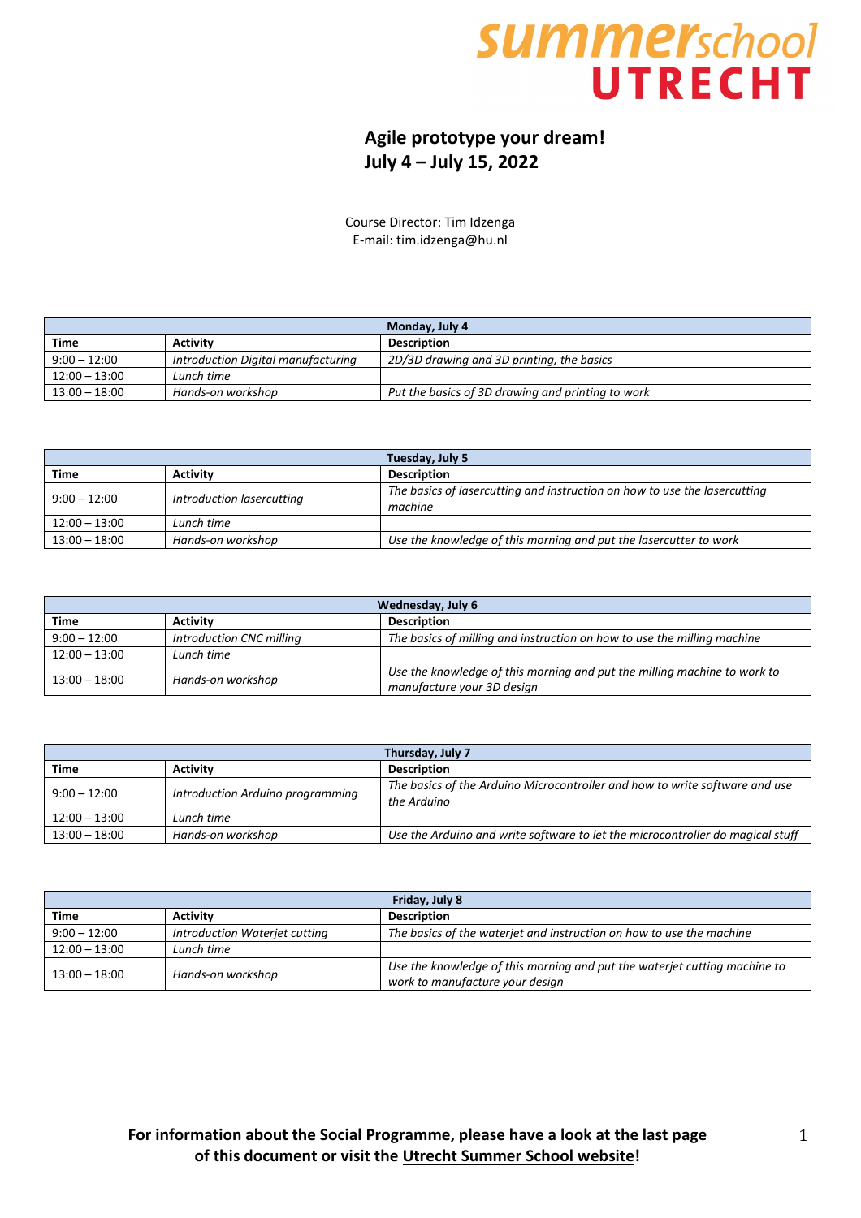**summerschool UTRECHT**

# Agile prototype your dream!
## July 4 – July 15, 2022

Course Director: Tim Idzenga
E-mail: tim.idzenga@hu.nl

| Monday, July 4 | | |
|---|---|---|
| **Time** | **Activity** | **Description** |
| 9:00 – 12:00 | *Introduction Digital manufacturing* | *2D/3D drawing and 3D printing, the basics* |
| 12:00 – 13:00 | *Lunch time* | |
| 13:00 – 18:00 | *Hands-on workshop* | *Put the basics of 3D drawing and printing to work* |

| Tuesday, July 5 | | |
|---|---|---|
| **Time** | **Activity** | **Description** |
| 9:00 – 12:00 | *Introduction lasercutting* | *The basics of lasercutting and instruction on how to use the lasercutting machine* |
| 12:00 – 13:00 | *Lunch time* | |
| 13:00 – 18:00 | *Hands-on workshop* | *Use the knowledge of this morning and put the lasercutter to work* |

| Wednesday, July 6 | | |
|---|---|---|
| **Time** | **Activity** | **Description** |
| 9:00 – 12:00 | *Introduction CNC milling* | *The basics of milling and instruction on how to use the milling machine* |
| 12:00 – 13:00 | *Lunch time* | |
| 13:00 – 18:00 | *Hands-on workshop* | *Use the knowledge of this morning and put the milling machine to work to manufacture your 3D design* |

| Thursday, July 7 | | |
|---|---|---|
| **Time** | **Activity** | **Description** |
| 9:00 – 12:00 | *Introduction Arduino programming* | *The basics of the Arduino Microcontroller and how to write software and use the Arduino* |
| 12:00 – 13:00 | *Lunch time* | |
| 13:00 – 18:00 | *Hands-on workshop* | *Use the Arduino and write software to let the microcontroller do magical stuff* |

| Friday, July 8 | | |
|---|---|---|
| **Time** | **Activity** | **Description** |
| 9:00 – 12:00 | *Introduction Waterjet cutting* | *The basics of the waterjet and instruction on how to use the machine* |
| 12:00 – 13:00 | *Lunch time* | |
| 13:00 – 18:00 | *Hands-on workshop* | *Use the knowledge of this morning and put the waterjet cutting machine to work to manufacture your design* |

**For information about the Social Programme, please have a look at the last page of this document or visit the Utrecht Summer School website!**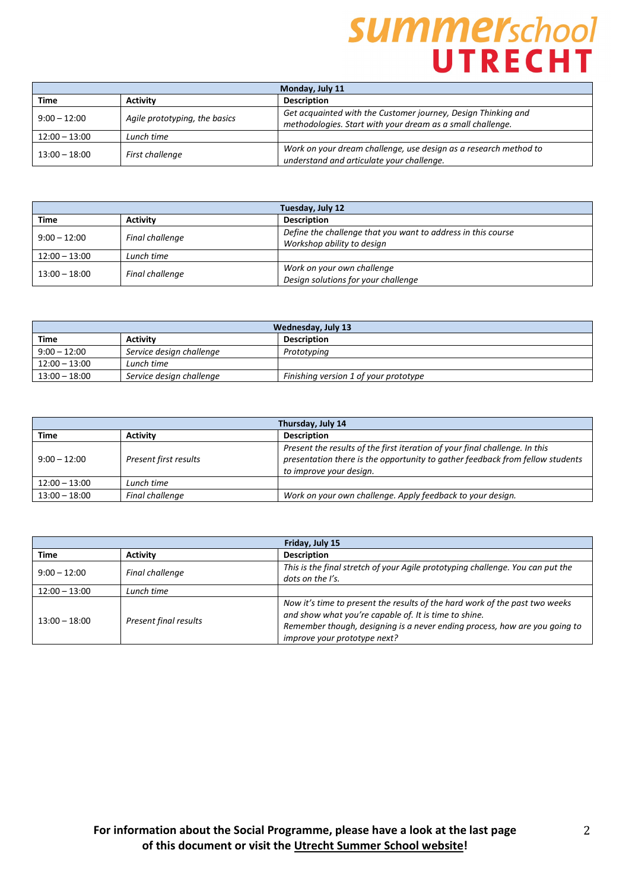**summer**school
**UTRECHT**

| Monday, July 11 | | |
|---|---|---|
| **Time** | **Activity** | **Description** |
| 9:00 – 12:00 | *Agile prototyping, the basics* | *Get acquainted with the Customer journey, Design Thinking and methodologies. Start with your dream as a small challenge.* |
| 12:00 – 13:00 | *Lunch time* | |
| 13:00 – 18:00 | *First challenge* | *Work on your dream challenge, use design as a research method to understand and articulate your challenge.* |

| Tuesday, July 12 | | |
|---|---|---|
| **Time** | **Activity** | **Description** |
| 9:00 – 12:00 | *Final challenge* | *Define the challenge that you want to address in this course*<br>*Workshop ability to design* |
| 12:00 – 13:00 | *Lunch time* | |
| 13:00 – 18:00 | *Final challenge* | *Work on your own challenge*<br>*Design solutions for your challenge* |

| Wednesday, July 13 | | |
|---|---|---|
| **Time** | **Activity** | **Description** |
| 9:00 – 12:00 | *Service design challenge* | *Prototyping* |
| 12:00 – 13:00 | *Lunch time* | |
| 13:00 – 18:00 | *Service design challenge* | *Finishing version 1 of your prototype* |

| Thursday, July 14 | | |
|---|---|---|
| **Time** | **Activity** | **Description** |
| 9:00 – 12:00 | *Present first results* | *Present the results of the first iteration of your final challenge. In this presentation there is the opportunity to gather feedback from fellow students to improve your design.* |
| 12:00 – 13:00 | *Lunch time* | |
| 13:00 – 18:00 | *Final challenge* | *Work on your own challenge. Apply feedback to your design.* |

| Friday, July 15 | | |
|---|---|---|
| **Time** | **Activity** | **Description** |
| 9:00 – 12:00 | *Final challenge* | *This is the final stretch of your Agile prototyping challenge. You can put the dots on the I's.* |
| 12:00 – 13:00 | *Lunch time* | |
| 13:00 – 18:00 | *Present final results* | *Now it's time to present the results of the hard work of the past two weeks and show what you're capable of. It is time to shine.*<br>*Remember though, designing is a never ending process, how are you going to improve your prototype next?* |

**For information about the Social Programme, please have a look at the last page of this document or visit the Utrecht Summer School website!**